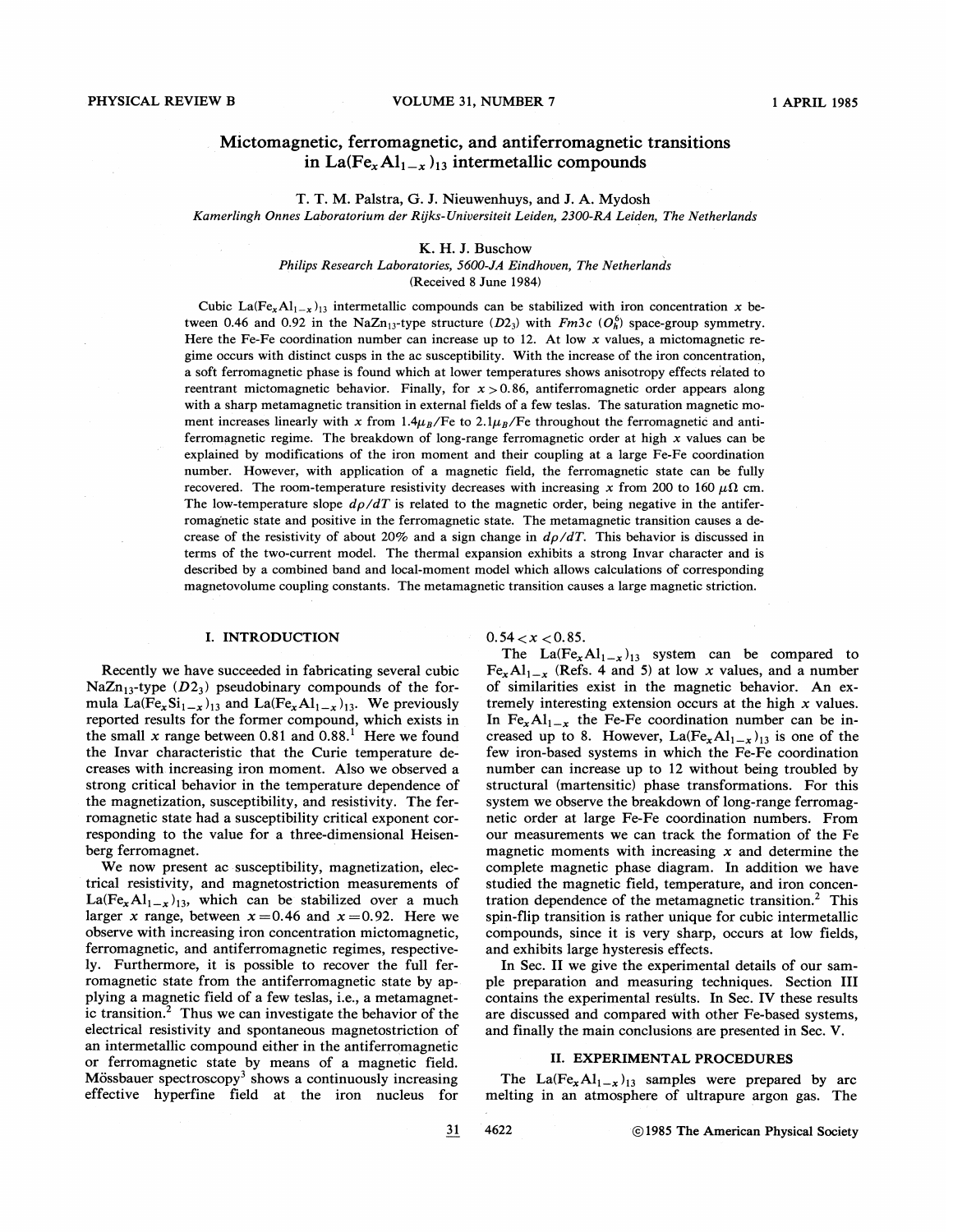# Mictomagnetic, ferromagnetic, and antiferromagnetic transitions in $La(Fe_xAl_{1-x})_{13}$ intermetallic compounds

T. T. M. Palstra, G. J. Nieuwenhuys, and J. A. Mydosh

*Kamerlingh Onnes Laboratorium der Rijks-Universiteit Leiden, 2300-RA Leiden, The Netherlands*

K. H. J. Buschow

*Philips Research Laboratories, 5600-JA Eindhoven, The Netherlands*

(Received 8 June 1984)

Cubic $La(Fe_xAl_{1-x})_{13}$ intermetallic compounds can be stabilized with iron concentration $x$ between 0.46 and 0.92 in the $NaZn_{13}$-type structure ($D2_3$) with $Fm3c$ ($O_h^6$) space-group symmetry. Here the Fe-Fe coordination number can increase up to 12. At low $x$ values, a mictomagnetic regime occurs with distinct cusps in the ac susceptibility. With the increase of the iron concentration, a soft ferromagnetic phase is found which at lower temperatures shows anisotropy effects related to reentrant mictomagnetic behavior. Finally, for $x > 0.86$, antiferromagnetic order appears along with a sharp metamagnetic transition in external fields of a few teslas. The saturation magnetic moment increases linearly with $x$ from $1.4\mu_B$/Fe to $2.1\mu_B$/Fe throughout the ferromagnetic and antiferromagnetic regime. The breakdown of long-range ferromagnetic order at high $x$ values can be explained by modifications of the iron moment and their coupling at a large Fe-Fe coordination number. However, with application of a magnetic field, the ferromagnetic state can be fully recovered. The room-temperature resistivity decreases with increasing $x$ from 200 to 160 $\mu\Omega$ cm. The low-temperature slope $d\rho/dT$ is related to the magnetic order, being negative in the antiferromagnetic state and positive in the ferromagnetic state. The metamagnetic transition causes a decrease of the resistivity of about 20% and a sign change in $d\rho/dT$. This behavior is discussed in terms of the two-current model. The thermal expansion exhibits a strong Invar character and is described by a combined band and local-moment model which allows calculations of corresponding magnetovolume coupling constants. The metamagnetic transition causes a large magnetic striction.

## I. INTRODUCTION

Recently we have succeeded in fabricating several cubic $NaZn_{13}$-type ($D2_3$) pseudobinary compounds of the formula $La(Fe_xSi_{1-x})_{13}$ and $La(Fe_xAl_{1-x})_{13}$. We previously reported results for the former compound, which exists in the small $x$ range between 0.81 and 0.88.[1] Here we found the Invar characteristic that the Curie temperature decreases with increasing iron moment. Also we observed a strong critical behavior in the temperature dependence of the magnetization, susceptibility, and resistivity. The ferromagnetic state had a susceptibility critical exponent corresponding to the value for a three-dimensional Heisenberg ferromagnet.

We now present ac susceptibility, magnetization, electrical resistivity, and magnetostriction measurements of $La(Fe_xAl_{1-x})_{13}$, which can be stabilized over a much larger $x$ range, between $x = 0.46$ and $x = 0.92$. Here we observe with increasing iron concentration mictomagnetic, ferromagnetic, and antiferromagnetic regimes, respectively. Furthermore, it is possible to recover the full ferromagnetic state from the antiferromagnetic state by applying a magnetic field of a few teslas, i.e., a metamagnetic transition.[2] Thus we can investigate the behavior of the electrical resistivity and spontaneous magnetostriction of an intermetallic compound either in the antiferromagnetic or ferromagnetic state by means of a magnetic field. Mössbauer spectroscopy[3] shows a continuously increasing effective hyperfine field at the iron nucleus for $0.54 < x < 0.85$.

The $La(Fe_xAl_{1-x})_{13}$ system can be compared to $Fe_xAl_{1-x}$ (Refs. 4 and 5) at low $x$ values, and a number of similarities exist in the magnetic behavior. An extremely interesting extension occurs at the high $x$ values. In $Fe_xAl_{1-x}$ the Fe-Fe coordination number can be increased up to 8. However, $La(Fe_xAl_{1-x})_{13}$ is one of the few iron-based systems in which the Fe-Fe coordination number can increase up to 12 without being troubled by structural (martensitic) phase transformations. For this system we observe the breakdown of long-range ferromagnetic order at large Fe-Fe coordination numbers. From our measurements we can track the formation of the Fe magnetic moments with increasing $x$ and determine the complete magnetic phase diagram. In addition we have studied the magnetic field, temperature, and iron concentration dependence of the metamagnetic transition.[2] This spin-flip transition is rather unique for cubic intermetallic compounds, since it is very sharp, occurs at low fields, and exhibits large hysteresis effects.

In Sec. II we give the experimental details of our sample preparation and measuring techniques. Section III contains the experimental results. In Sec. IV these results are discussed and compared with other Fe-based systems, and finally the main conclusions are presented in Sec. V.

## II. EXPERIMENTAL PROCEDURES

The $La(Fe_xAl_{1-x})_{13}$ samples were prepared by arc melting in an atmosphere of ultrapure argon gas. The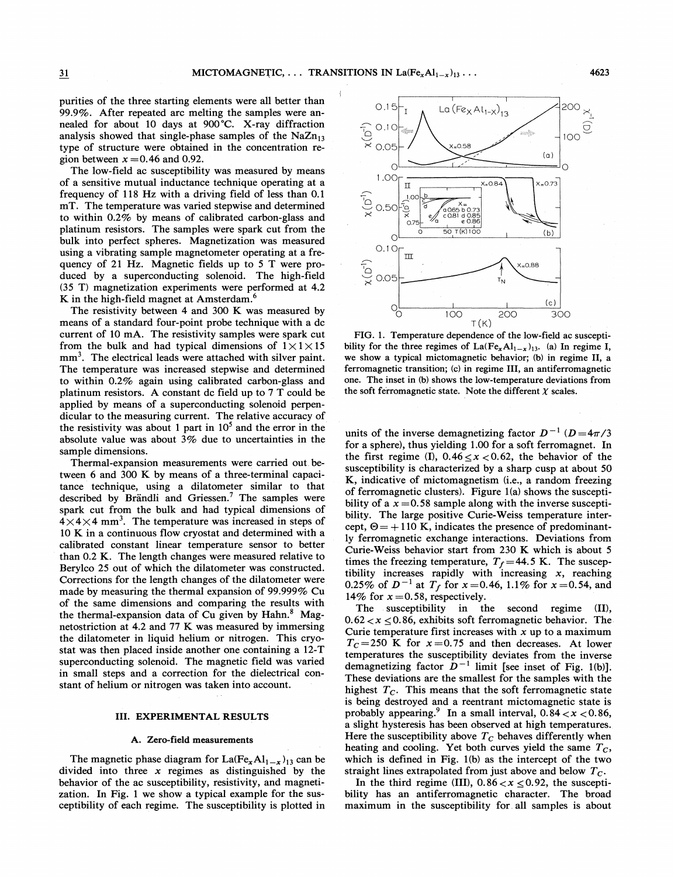purities of the three starting elements were all better than 99.9%. After repeated arc melting the samples were annealed for about 10 days at 900 °C. X-ray diffraction analysis showed that single-phase samples of the $NaZn_{13}$ type of structure were obtained in the concentration region between $x = 0.46$ and 0.92.

The low-field ac susceptibility was measured by means of a sensitive mutual inductance technique operating at a frequency of 118 Hz with a driving field of less than 0.1 mT. The temperature was varied stepwise and determined to within 0.2% by means of calibrated carbon-glass and platinum resistors. The samples were spark cut from the bulk into perfect spheres. Magnetization was measured using a vibrating sample magnetometer operating at a frequency of 21 Hz. Magnetic fields up to 5 T were produced by a superconducting solenoid. The high-field (35 T) magnetization experiments were performed at 4.2 K in the high-field magnet at Amsterdam.[6]

The resistivity between 4 and 300 K was measured by means of a standard four-point probe technique with a dc current of 10 mA. The resistivity samples were spark cut from the bulk and had typical dimensions of $1 \times 1 \times 15$ $mm^3$. The electrical leads were attached with silver paint. The temperature was increased stepwise and determined to within 0.2% again using calibrated carbon-glass and platinum resistors. A constant dc field up to 7 T could be applied by means of a superconducting solenoid perpendicular to the measuring current. The relative accuracy of the resistivity was about 1 part in $10^5$ and the error in the absolute value was about 3% due to uncertainties in the sample dimensions.

Thermal-expansion measurements were carried out between 6 and 300 K by means of a three-terminal capacitance technique, using a dilatometer similar to that described by Brändli and Griessen.[7] The samples were spark cut from the bulk and had typical dimensions of $4 \times 4 \times 4$ $mm^3$. The temperature was increased in steps of 10 K in a continuous flow cryostat and determined with a calibrated constant linear temperature sensor to better than 0.2 K. The length changes were measured relative to Berylco 25 out of which the dilatometer was constructed. Corrections for the length changes of the dilatometer were made by measuring the thermal expansion of 99.999% Cu of the same dimensions and comparing the results with the thermal-expansion data of Cu given by Hahn.[8] Magnetostriction at 4.2 and 77 K was measured by immersing the dilatometer in liquid helium or nitrogen. This cryostat was then placed inside another one containing a 12-T superconducting solenoid. The magnetic field was varied in small steps and a correction for the dielectrical constant of helium or nitrogen was taken into account.

## III. EXPERIMENTAL RESULTS

### A. Zero-field measurements

The magnetic phase diagram for $La(Fe_xAl_{1-x})_{13}$ can be divided into three $x$ regimes as distinguished by the behavior of the ac susceptibility, resistivity, and magnetization. In Fig. 1 we show a typical example for the susceptibility of each regime. The susceptibility is plotted in units of the inverse demagnetizing factor $D^{-1}$ ($D = 4\pi/3$ for a sphere), thus yielding 1.00 for a soft ferromagnet. In the first regime (I), $0.46 \leq x < 0.62$, the behavior of the susceptibility is characterized by a sharp cusp at about 50 K, indicative of mictomagnetism (i.e., a random freezing of ferromagnetic clusters). Figure 1(a) shows the susceptibility of a $x = 0.58$ sample along with the inverse susceptibility. The large positive Curie-Weiss temperature intercept, $\Theta = +110$ K, indicates the presence of predominantly ferromagnetic exchange interactions. Deviations from Curie-Weiss behavior start from 230 K which is about 5 times the freezing temperature, $T_f = 44.5$ K. The susceptibility increases rapidly with increasing $x$, reaching 0.25% of $D^{-1}$ at $T_f$ for $x = 0.46$, 1.1% for $x = 0.54$, and 14% for $x = 0.58$, respectively.

The susceptibility in the second regime (II), $0.62 < x \leq 0.86$, exhibits soft ferromagnetic behavior. The Curie temperature first increases with $x$ up to a maximum $T_C = 250$ K for $x = 0.75$ and then decreases. At lower temperatures the susceptibility deviates from the inverse demagnetizing factor $D^{-1}$ limit [see inset of Fig. 1(b)]. These deviations are the smallest for the samples with the highest $T_C$. This means that the soft ferromagnetic state is being destroyed and a reentrant mictomagnetic state is probably appearing.[9] In a small interval, $0.84 < x < 0.86$, a slight hysteresis has been observed at high temperatures. Here the susceptibility above $T_C$ behaves differently when heating and cooling. Yet both curves yield the same $T_C$, which is defined in Fig. 1(b) as the intercept of the two straight lines extrapolated from just above and below $T_C$.

In the third regime (III), $0.86 < x \leq 0.92$, the susceptibility has an antiferromagnetic character. The broad maximum in the susceptibility for all samples is about

FIG. 1. Temperature dependence of the low-field ac susceptibility for the three regimes of $La(Fe_xAl_{1-x})_{13}$. (a) In regime I, we show a typical mictomagnetic behavior; (b) in regime II, a ferromagnetic transition; (c) in regime III, an antiferromagnetic one. The inset in (b) shows the low-temperature deviations from the soft ferromagnetic state. Note the different $\chi$ scales.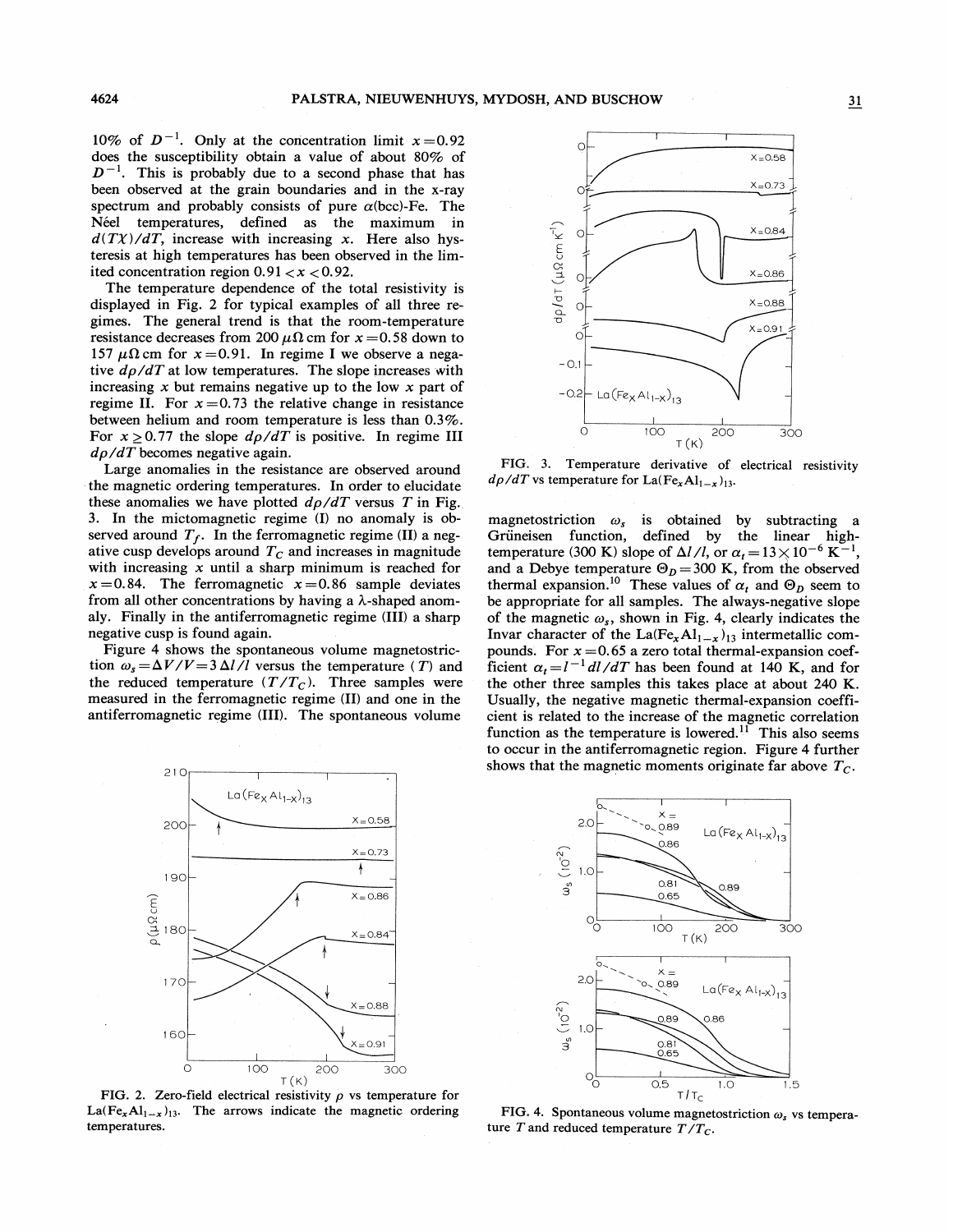10% of $D^{-1}$. Only at the concentration limit $x = 0.92$ does the susceptibility obtain a value of about 80% of $D^{-1}$. This is probably due to a second phase that has been observed at the grain boundaries and in the x-ray spectrum and probably consists of pure $\alpha$(bcc)-Fe. The Néel temperatures, defined as the maximum in $d(T\chi)/dT$, increase with increasing $x$. Here also hysteresis at high temperatures has been observed in the limited concentration region $0.91 < x < 0.92$.

The temperature dependence of the total resistivity is displayed in Fig. 2 for typical examples of all three regimes. The general trend is that the room-temperature resistance decreases from 200 $\mu\Omega$ cm for $x = 0.58$ down to 157 $\mu\Omega$ cm for $x = 0.91$. In regime I we observe a negative $d\rho/dT$ at low temperatures. The slope increases with increasing $x$ but remains negative up to the low $x$ part of regime II. For $x = 0.73$ the relative change in resistance between helium and room temperature is less than 0.3%. For $x \geq 0.77$ the slope $d\rho/dT$ is positive. In regime III $d\rho/dT$ becomes negative again.

Large anomalies in the resistance are observed around the magnetic ordering temperatures. In order to elucidate these anomalies we have plotted $d\rho/dT$ versus $T$ in Fig. 3. In the mictomagnetic regime (I) no anomaly is observed around $T_f$. In the ferromagnetic regime (II) a negative cusp develops around $T_C$ and increases in magnitude with increasing $x$ until a sharp minimum is reached for $x = 0.84$. The ferromagnetic $x = 0.86$ sample deviates from all other concentrations by having a $\lambda$-shaped anomaly. Finally in the antiferromagnetic regime (III) a sharp negative cusp is found again.

Figure 4 shows the spontaneous volume magnetostriction $\omega_s = \Delta V/V = 3\Delta l/l$ versus the temperature ($T$) and the reduced temperature ($T/T_C$). Three samples were measured in the ferromagnetic regime (II) and one in the antiferromagnetic regime (III). The spontaneous volume magnetostriction $\omega_s$ is obtained by subtracting a Grüneisen function, defined by the linear high-temperature (300 K) slope of $\Delta l/l$, or $\alpha_t = 13 \times 10^{-6}$ K$^{-1}$, and a Debye temperature $\Theta_D = 300$ K, from the observed thermal expansion.[10] These values of $\alpha_t$ and $\Theta_D$ seem to be appropriate for all samples. The always-negative slope of the magnetic $\omega_s$, shown in Fig. 4, clearly indicates the Invar character of the La$(Fe_xAl_{1-x})_{13}$ intermetallic compounds. For $x = 0.65$ a zero total thermal-expansion coefficient $\alpha_t = l^{-1}\, dl/dT$ has been found at 140 K, and for the other three samples this takes place at about 240 K. Usually, the negative magnetic thermal-expansion coefficient is related to the increase of the magnetic correlation function as the temperature is lowered.[11] This also seems to occur in the antiferromagnetic region. Figure 4 further shows that the magnetic moments originate far above $T_C$.

FIG. 2. Zero-field electrical resistivity $\rho$ vs temperature for La$(Fe_xAl_{1-x})_{13}$. The arrows indicate the magnetic ordering temperatures.

FIG. 3. Temperature derivative of electrical resistivity $d\rho/dT$ vs temperature for La$(Fe_xAl_{1-x})_{13}$.

FIG. 4. Spontaneous volume magnetostriction $\omega_s$ vs temperature $T$ and reduced temperature $T/T_C$.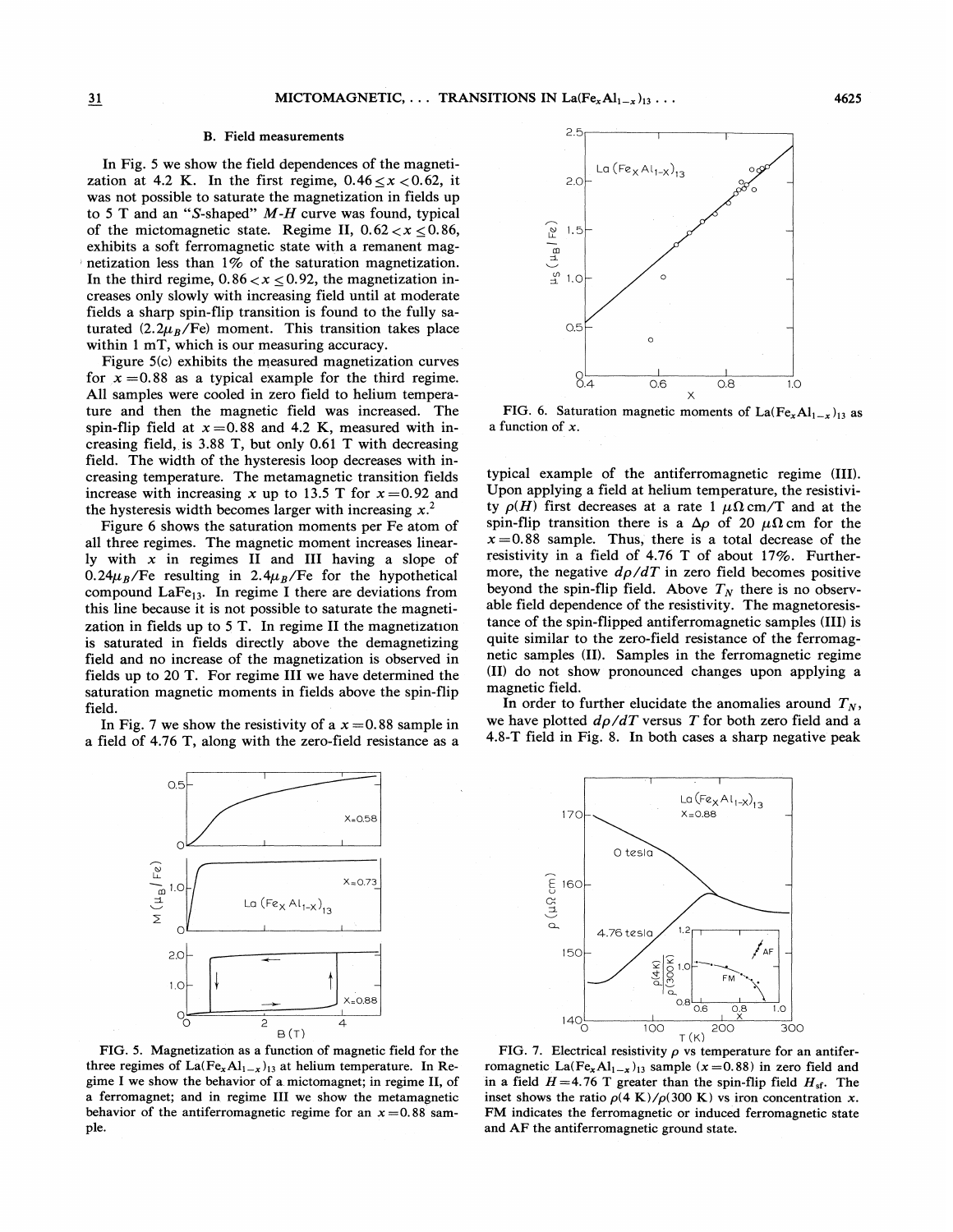### B. Field measurements

In Fig. 5 we show the field dependences of the magnetization at 4.2 K. In the first regime, $0.46 \leq x < 0.62$, it was not possible to saturate the magnetization in fields up to 5 T and an "S-shaped" $M$-$H$ curve was found, typical of the mictomagnetic state. Regime II, $0.62 < x \leq 0.86$, exhibits a soft ferromagnetic state with a remanent magnetization less than 1% of the saturation magnetization. In the third regime, $0.86 < x \leq 0.92$, the magnetization increases only slowly with increasing field until at moderate fields a sharp spin-flip transition is found to the fully saturated ($2.2\mu_B$/Fe) moment. This transition takes place within 1 mT, which is our measuring accuracy.

Figure 5(c) exhibits the measured magnetization curves for $x = 0.88$ as a typical example for the third regime. All samples were cooled in zero field to helium temperature and then the magnetic field was increased. The spin-flip field at $x = 0.88$ and 4.2 K, measured with increasing field, is 3.88 T, but only 0.61 T with decreasing field. The width of the hysteresis loop decreases with increasing temperature. The metamagnetic transition fields increase with increasing $x$ up to 13.5 T for $x = 0.92$ and the hysteresis width becomes larger with increasing $x$.[2]

Figure 6 shows the saturation moments per Fe atom of all three regimes. The magnetic moment increases linearly with $x$ in regimes II and III having a slope of $0.24\mu_B$/Fe resulting in $2.4\mu_B$/Fe for the hypothetical compound $LaFe_{13}$. In regime I there are deviations from this line because it is not possible to saturate the magnetization in fields up to 5 T. In regime II the magnetization is saturated in fields directly above the demagnetizing field and no increase of the magnetization is observed in fields up to 20 T. For regime III we have determined the saturation magnetic moments in fields above the spin-flip field.

In Fig. 7 we show the resistivity of a $x = 0.88$ sample in a field of 4.76 T, along with the zero-field resistance as a typical example of the antiferromagnetic regime (III). Upon applying a field at helium temperature, the resistivity $\rho(H)$ first decreases at a rate 1 $\mu\Omega$ cm/T and at the spin-flip transition there is a $\Delta\rho$ of 20 $\mu\Omega$ cm for the $x = 0.88$ sample. Thus, there is a total decrease of the resistivity in a field of 4.76 T of about 17%. Furthermore, the negative $d\rho/dT$ in zero field becomes positive beyond the spin-flip field. Above $T_N$ there is no observable field dependence of the resistivity. The magnetoresistance of the spin-flipped antiferromagnetic samples (III) is quite similar to the zero-field resistance of the ferromagnetic samples (II). Samples in the ferromagnetic regime (II) do not show pronounced changes upon applying a magnetic field.

In order to further elucidate the anomalies around $T_N$, we have plotted $d\rho/dT$ versus $T$ for both zero field and a 4.8-T field in Fig. 8. In both cases a sharp negative peak

FIG. 5. Magnetization as a function of magnetic field for the three regimes of $La(Fe_xAl_{1-x})_{13}$ at helium temperature. In Regime I we show the behavior of a mictomagnet; in regime II, of a ferromagnet; and in regime III we show the metamagnetic behavior of the antiferromagnetic regime for an $x = 0.88$ sample.

FIG. 6. Saturation magnetic moments of $La(Fe_xAl_{1-x})_{13}$ as a function of $x$.

FIG. 7. Electrical resistivity $\rho$ vs temperature for an antiferromagnetic $La(Fe_xAl_{1-x})_{13}$ sample ($x = 0.88$) in zero field and in a field $H = 4.76$ T greater than the spin-flip field $H_{sf}$. The inset shows the ratio $\rho(4\text{ K})/\rho(300\text{ K})$ vs iron concentration $x$. FM indicates the ferromagnetic or induced ferromagnetic state and AF the antiferromagnetic ground state.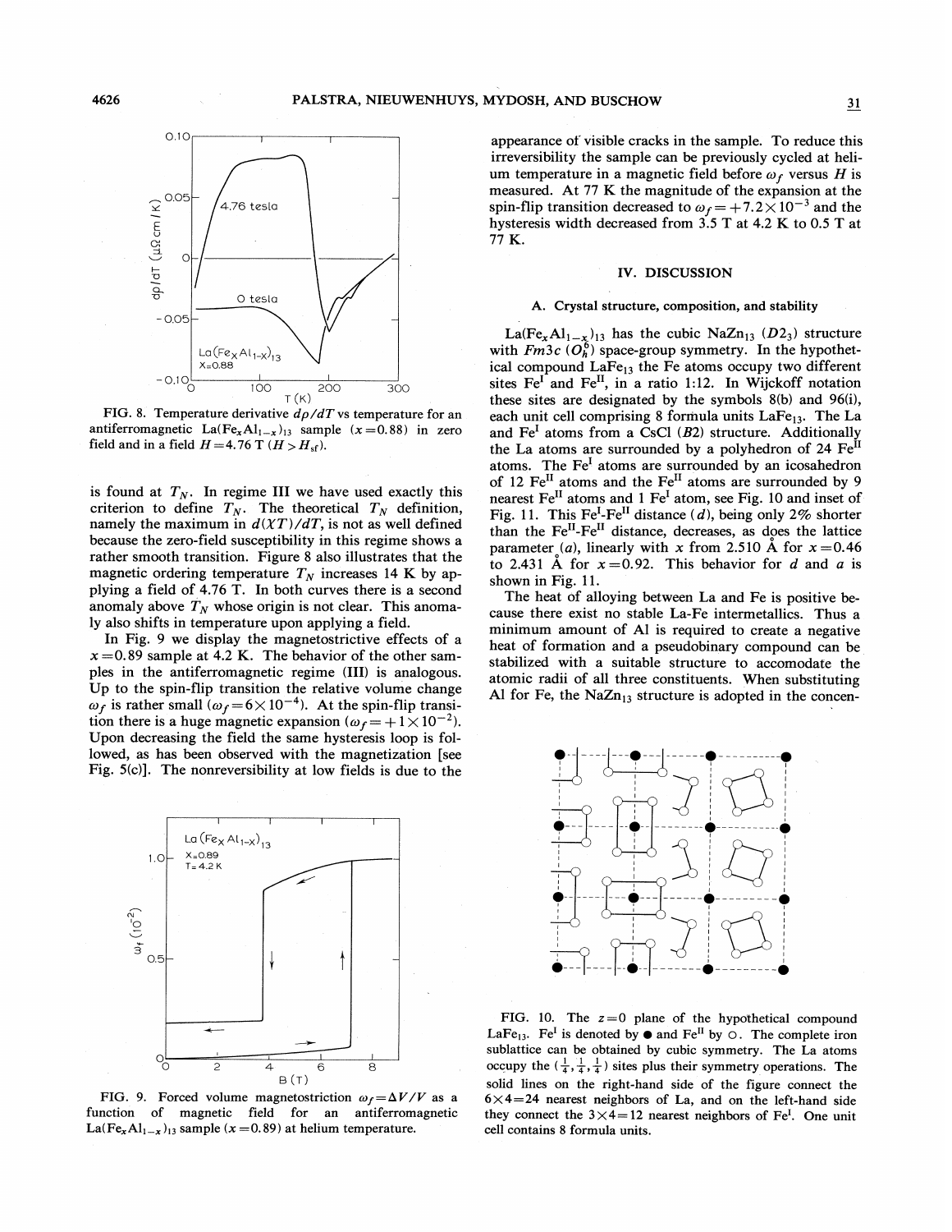FIG. 8. Temperature derivative $d\rho/dT$ vs temperature for an antiferromagnetic $La(Fe_xAl_{1-x})_{13}$ sample ($x=0.88$) in zero field and in a field $H=4.76$ T ($H>H_{sf}$).

is found at $T_N$. In regime III we have used exactly this criterion to define $T_N$. The theoretical $T_N$ definition, namely the maximum in $d(\chi T)/dT$, is not as well defined because the zero-field susceptibility in this regime shows a rather smooth transition. Figure 8 also illustrates that the magnetic ordering temperature $T_N$ increases 14 K by applying a field of 4.76 T. In both curves there is a second anomaly above $T_N$ whose origin is not clear. This anomaly also shifts in temperature upon applying a field.

In Fig. 9 we display the magnetostrictive effects of a $x=0.89$ sample at 4.2 K. The behavior of the other samples in the antiferromagnetic regime (III) is analogous. Up to the spin-flip transition the relative volume change $\omega_f$ is rather small ($\omega_f=6\times10^{-4}$). At the spin-flip transition there is a huge magnetic expansion ($\omega_f=+1\times10^{-2}$). Upon decreasing the field the same hysteresis loop is followed, as has been observed with the magnetization [see Fig. 5(c)]. The nonreversibility at low fields is due to the appearance of visible cracks in the sample. To reduce this irreversibility the sample can be previously cycled at helium temperature in a magnetic field before $\omega_f$ versus $H$ is measured. At 77 K the magnitude of the expansion at the spin-flip transition decreased to $\omega_f=+7.2\times10^{-3}$ and the hysteresis width decreased from 3.5 T at 4.2 K to 0.5 T at 77 K.

FIG. 9. Forced volume magnetostriction $\omega_f=\Delta V/V$ as a function of magnetic field for an antiferromagnetic $La(Fe_xAl_{1-x})_{13}$ sample ($x=0.89$) at helium temperature.

## IV. DISCUSSION

### A. Crystal structure, composition, and stability

$La(Fe_xAl_{1-x})_{13}$ has the cubic $NaZn_{13}$ ($D2_3$) structure with $Fm3c$ ($O_h^6$) space-group symmetry. In the hypothetical compound $LaFe_{13}$ the Fe atoms occupy two different sites $Fe^{I}$ and $Fe^{II}$, in a ratio 1:12. In Wijckoff notation these sites are designated by the symbols 8(b) and 96(i), each unit cell comprising 8 formula units $LaFe_{13}$. The La and $Fe^{I}$ atoms from a CsCl ($B2$) structure. Additionally the La atoms are surrounded by a polyhedron of 24 $Fe^{II}$ atoms. The $Fe^{I}$ atoms are surrounded by an icosahedron of 12 $Fe^{II}$ atoms and the $Fe^{II}$ atoms are surrounded by 9 nearest $Fe^{II}$ atoms and 1 $Fe^{I}$ atom, see Fig. 10 and inset of Fig. 11. This $Fe^{I}$-$Fe^{II}$ distance ($d$), being only 2% shorter than the $Fe^{II}$-$Fe^{II}$ distance, decreases, as does the lattice parameter ($a$), linearly with $x$ from 2.510 Å for $x=0.46$ to 2.431 Å for $x=0.92$. This behavior for $d$ and $a$ is shown in Fig. 11.

The heat of alloying between La and Fe is positive because there exist no stable La-Fe intermetallics. Thus a minimum amount of Al is required to create a negative heat of formation and a pseudobinary compound can be stabilized with a suitable structure to accomodate the atomic radii of all three constituents. When substituting Al for Fe, the $NaZn_{13}$ structure is adopted in the concen-

FIG. 10. The $z=0$ plane of the hypothetical compound $LaFe_{13}$. $Fe^{I}$ is denoted by ● and $Fe^{II}$ by ○. The complete iron sublattice can be obtained by cubic symmetry. The La atoms occupy the $(\frac{1}{4},\frac{1}{4},\frac{1}{4})$ sites plus their symmetry operations. The solid lines on the right-hand side of the figure connect the $6\times4=24$ nearest neighbors of La, and on the left-hand side they connect the $3\times4=12$ nearest neighbors of $Fe^{I}$. One unit cell contains 8 formula units.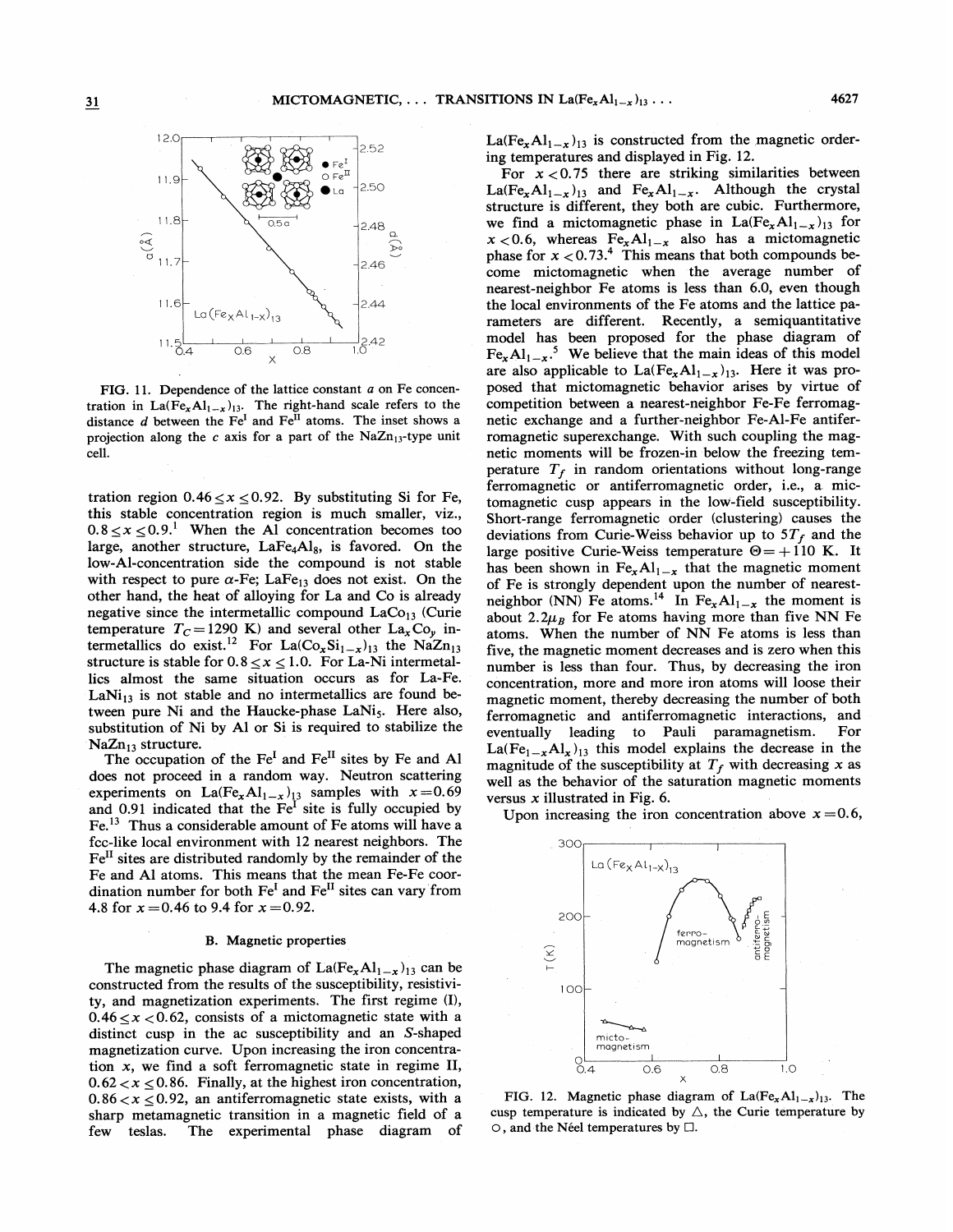FIG. 11. Dependence of the lattice constant $a$ on Fe concentration in $La(Fe_xAl_{1-x})_{13}$. The right-hand scale refers to the distance $d$ between the $Fe^{I}$ and $Fe^{II}$ atoms. The inset shows a projection along the $c$ axis for a part of the $NaZn_{13}$-type unit cell.

tration region $0.46 \leq x \leq 0.92$. By substituting Si for Fe, this stable concentration region is much smaller, viz., $0.8 \leq x \leq 0.9$.[1] When the Al concentration becomes too large, another structure, $LaFe_4Al_8$, is favored. On the low-Al-concentration side the compound is not stable with respect to pure $\alpha$-Fe; $LaFe_{13}$ does not exist. On the other hand, the heat of alloying for La and Co is already negative since the intermetallic compound $LaCo_{13}$ (Curie temperature $T_C = 1290$ K) and several other $La_xCo_y$ intermetallics do exist.[12] For $La(Co_xSi_{1-x})_{13}$ the $NaZn_{13}$ structure is stable for $0.8 \leq x \leq 1.0$. For La-Ni intermetallics almost the same situation occurs as for La-Fe. $LaNi_{13}$ is not stable and no intermetallics are found between pure Ni and the Haucke-phase $LaNi_5$. Here also, substitution of Ni by Al or Si is required to stabilize the $NaZn_{13}$ structure.

The occupation of the $Fe^{I}$ and $Fe^{II}$ sites by Fe and Al does not proceed in a random way. Neutron scattering experiments on $La(Fe_xAl_{1-x})_{13}$ samples with $x = 0.69$ and 0.91 indicated that the $Fe^{I}$ site is fully occupied by Fe.[13] Thus a considerable amount of Fe atoms will have a fcc-like local environment with 12 nearest neighbors. The $Fe^{II}$ sites are distributed randomly by the remainder of the Fe and Al atoms. This means that the mean Fe-Fe coordination number for both $Fe^{I}$ and $Fe^{II}$ sites can vary from 4.8 for $x = 0.46$ to 9.4 for $x = 0.92$.

### B. Magnetic properties

The magnetic phase diagram of $La(Fe_xAl_{1-x})_{13}$ can be constructed from the results of the susceptibility, resistivity, and magnetization experiments. The first regime (I), $0.46 \leq x < 0.62$, consists of a mictomagnetic state with a distinct cusp in the ac susceptibility and an $S$-shaped magnetization curve. Upon increasing the iron concentration $x$, we find a soft ferromagnetic state in regime II, $0.62 < x \leq 0.86$. Finally, at the highest iron concentration, $0.86 < x \leq 0.92$, an antiferromagnetic state exists, with a sharp metamagnetic transition in a magnetic field of a few teslas. The experimental phase diagram of $La(Fe_xAl_{1-x})_{13}$ is constructed from the magnetic ordering temperatures and displayed in Fig. 12.

For $x < 0.75$ there are striking similarities between $La(Fe_xAl_{1-x})_{13}$ and $Fe_xAl_{1-x}$. Although the crystal structure is different, they both are cubic. Furthermore, we find a mictomagnetic phase in $La(Fe_xAl_{1-x})_{13}$ for $x < 0.6$, whereas $Fe_xAl_{1-x}$ also has a mictomagnetic phase for $x < 0.73$.[4] This means that both compounds become mictomagnetic when the average number of nearest-neighbor Fe atoms is less than 6.0, even though the local environments of the Fe atoms and the lattice parameters are different. Recently, a semiquantitative model has been proposed for the phase diagram of $Fe_xAl_{1-x}$.[5] We believe that the main ideas of this model are also applicable to $La(Fe_xAl_{1-x})_{13}$. Here it was proposed that mictomagnetic behavior arises by virtue of competition between a nearest-neighbor Fe-Fe ferromagnetic exchange and a further-neighbor Fe-Al-Fe antiferromagnetic superexchange. With such coupling the magnetic moments will be frozen-in below the freezing temperature $T_f$ in random orientations without long-range ferromagnetic or antiferromagnetic order, i.e., a mictomagnetic cusp appears in the low-field susceptibility. Short-range ferromagnetic order (clustering) causes the deviations from Curie-Weiss behavior up to $5T_f$ and the large positive Curie-Weiss temperature $\Theta = +110$ K. It has been shown in $Fe_xAl_{1-x}$ that the magnetic moment of Fe is strongly dependent upon the number of nearest-neighbor (NN) Fe atoms.[14] In $Fe_xAl_{1-x}$ the moment is about $2.2\mu_B$ for Fe atoms having more than five NN Fe atoms. When the number of NN Fe atoms is less than five, the magnetic moment decreases and is zero when this number is less than four. Thus, by decreasing the iron concentration, more and more iron atoms will loose their magnetic moment, thereby decreasing the number of both ferromagnetic and antiferromagnetic interactions, and eventually leading to Pauli paramagnetism. For $La(Fe_{1-x}Al_x)_{13}$ this model explains the decrease in the magnitude of the susceptibility at $T_f$ with decreasing $x$ as well as the behavior of the saturation magnetic moments versus $x$ illustrated in Fig. 6.

Upon increasing the iron concentration above $x = 0.6$,

FIG. 12. Magnetic phase diagram of $La(Fe_xAl_{1-x})_{13}$. The cusp temperature is indicated by △, the Curie temperature by ○, and the Néel temperatures by □.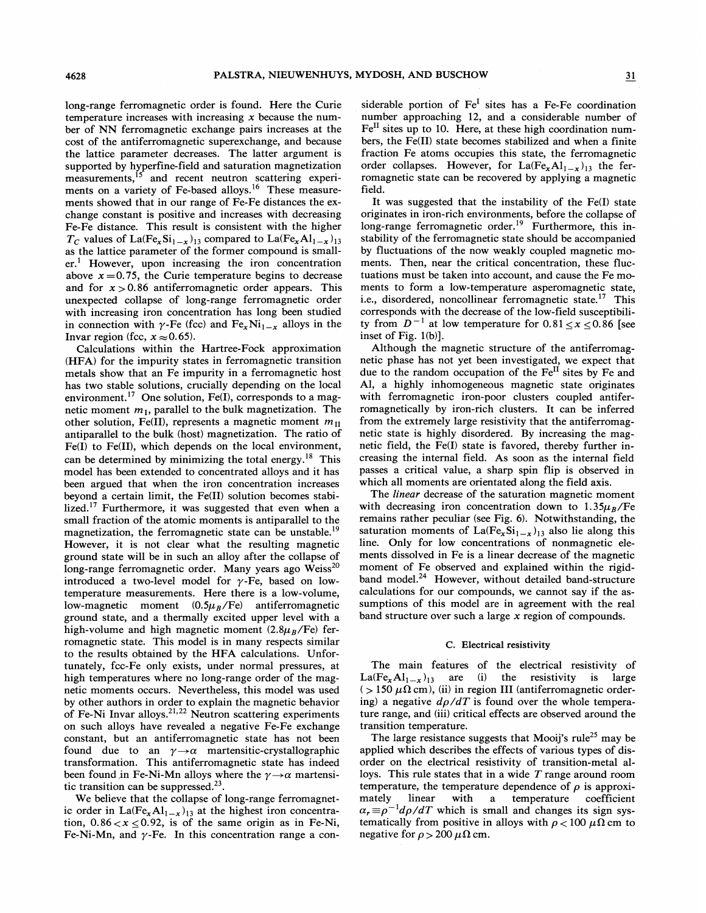long-range ferromagnetic order is found. Here the Curie temperature increases with increasing $x$ because the number of NN ferromagnetic exchange pairs increases at the cost of the antiferromagnetic superexchange, and because the lattice parameter decreases. The latter argument is supported by hyperfine-field and saturation magnetization measurements,[15] and recent neutron scattering experiments on a variety of Fe-based alloys.[16] These measurements showed that in our range of Fe-Fe distances the exchange constant is positive and increases with decreasing Fe-Fe distance. This result is consistent with the higher $T_C$ values of $La(Fe_xSi_{1-x})_{13}$ compared to $La(Fe_xAl_{1-x})_{13}$ as the lattice parameter of the former compound is smaller.[1] However, upon increasing the iron concentration above $x = 0.75$, the Curie temperature begins to decrease and for $x > 0.86$ antiferromagnetic order appears. This unexpected collapse of long-range ferromagnetic order with increasing iron concentration has long been studied in connection with $\gamma$-Fe (fcc) and $Fe_xNi_{1-x}$ alloys in the Invar region (fcc, $x \approx 0.65$).

Calculations within the Hartree-Fock approximation (HFA) for the impurity states in ferromagnetic transition metals show that an Fe impurity in a ferromagnetic host has two stable solutions, crucially depending on the local environment.[17] One solution, Fe(I), corresponds to a magnetic moment $m_{\text{I}}$, parallel to the bulk magnetization. The other solution, Fe(II), represents a magnetic moment $m_{\text{II}}$ antiparallel to the bulk (host) magnetization. The ratio of Fe(I) to Fe(II), which depends on the local environment, can be determined by minimizing the total energy.[18] This model has been extended to concentrated alloys and it has been argued that when the iron concentration increases beyond a certain limit, the Fe(II) solution becomes stabilized.[17] Furthermore, it was suggested that even when a small fraction of the atomic moments is antiparallel to the magnetization, the ferromagnetic state can be unstable.[19] However, it is not clear what the resulting magnetic ground state will be in such an alloy after the collapse of long-range ferromagnetic order. Many years ago Weiss[20] introduced a two-level model for $\gamma$-Fe, based on low-temperature measurements. Here there is a low-volume, low-magnetic moment ($0.5\mu_B$/Fe) antiferromagnetic ground state, and a thermally excited upper level with a high-volume and high magnetic moment ($2.8\mu_B$/Fe) ferromagnetic state. This model is in many respects similar to the results obtained by the HFA calculations. Unfortunately, fcc-Fe only exists, under normal pressures, at high temperatures where no long-range order of the magnetic moments occurs. Nevertheless, this model was used by other authors in order to explain the magnetic behavior of Fe-Ni Invar alloys.[21,22] Neutron scattering experiments on such alloys have revealed a negative Fe-Fe exchange constant, but an antiferromagnetic state has not been found due to an $\gamma \rightarrow \alpha$ martensitic-crystallographic transformation. This antiferromagnetic state has indeed been found in Fe-Ni-Mn alloys where the $\gamma \rightarrow \alpha$ martensitic transition can be suppressed.[23].

We believe that the collapse of long-range ferromagnetic order in $La(Fe_xAl_{1-x})_{13}$ at the highest iron concentration, $0.86 < x \leq 0.92$, is of the same origin as in Fe-Ni, Fe-Ni-Mn, and $\gamma$-Fe. In this concentration range a considerable portion of $Fe^{\text{I}}$ sites has a Fe-Fe coordination number approaching 12, and a considerable number of $Fe^{\text{II}}$ sites up to 10. Here, at these high coordination numbers, the Fe(II) state becomes stabilized and when a finite fraction Fe atoms occupies this state, the ferromagnetic order collapses. However, for $La(Fe_xAl_{1-x})_{13}$ the ferromagnetic state can be recovered by applying a magnetic field.

It was suggested that the instability of the Fe(I) state originates in iron-rich environments, before the collapse of long-range ferromagnetic order.[19] Furthermore, this instability of the ferromagnetic state should be accompanied by fluctuations of the now weakly coupled magnetic moments. Then, near the critical concentration, these fluctuations must be taken into account, and cause the Fe moments to form a low-temperature asperomagnetic state, i.e., disordered, noncollinear ferromagnetic state.[17] This corresponds with the decrease of the low-field susceptibility from $D^{-1}$ at low temperature for $0.81 \leq x \leq 0.86$ [see inset of Fig. 1(b)].

Although the magnetic structure of the antiferromagnetic phase has not yet been investigated, we expect that due to the random occupation of the $Fe^{\text{II}}$ sites by Fe and Al, a highly inhomogeneous magnetic state originates with ferromagnetic iron-poor clusters coupled antiferromagnetically by iron-rich clusters. It can be inferred from the extremely large resistivity that the antiferromagnetic state is highly disordered. By increasing the magnetic field, the Fe(I) state is favored, thereby further increasing the internal field. As soon as the internal field passes a critical value, a sharp spin flip is observed in which all moments are orientated along the field axis.

The *linear* decrease of the saturation magnetic moment with decreasing iron concentration down to $1.35\mu_B$/Fe remains rather peculiar (see Fig. 6). Notwithstanding, the saturation moments of $La(Fe_xSi_{1-x})_{13}$ also lie along this line. Only for low concentrations of nonmagnetic elements dissolved in Fe is a linear decrease of the magnetic moment of Fe observed and explained within the rigid-band model.[24] However, without detailed band-structure calculations for our compounds, we cannot say if the assumptions of this model are in agreement with the real band structure over such a large $x$ region of compounds.

### C. Electrical resistivity

The main features of the electrical resistivity of $La(Fe_xAl_{1-x})_{13}$ are (i) the resistivity is large ($> 150\ \mu\Omega\,\text{cm}$), (ii) in region III (antiferromagnetic ordering) a negative $d\rho/dT$ is found over the whole temperature range, and (iii) critical effects are observed around the transition temperature.

The large resistance suggests that Mooij's rule[25] may be applied which describes the effects of various types of disorder on the electrical resistivity of transition-metal alloys. This rule states that in a wide $T$ range around room temperature, the temperature dependence of $\rho$ is approximately linear with a temperature coefficient $\alpha_r \equiv \rho^{-1} d\rho/dT$ which is small and changes its sign systematically from positive in alloys with $\rho < 100\ \mu\Omega\,\text{cm}$ to negative for $\rho > 200\ \mu\Omega\,\text{cm}$.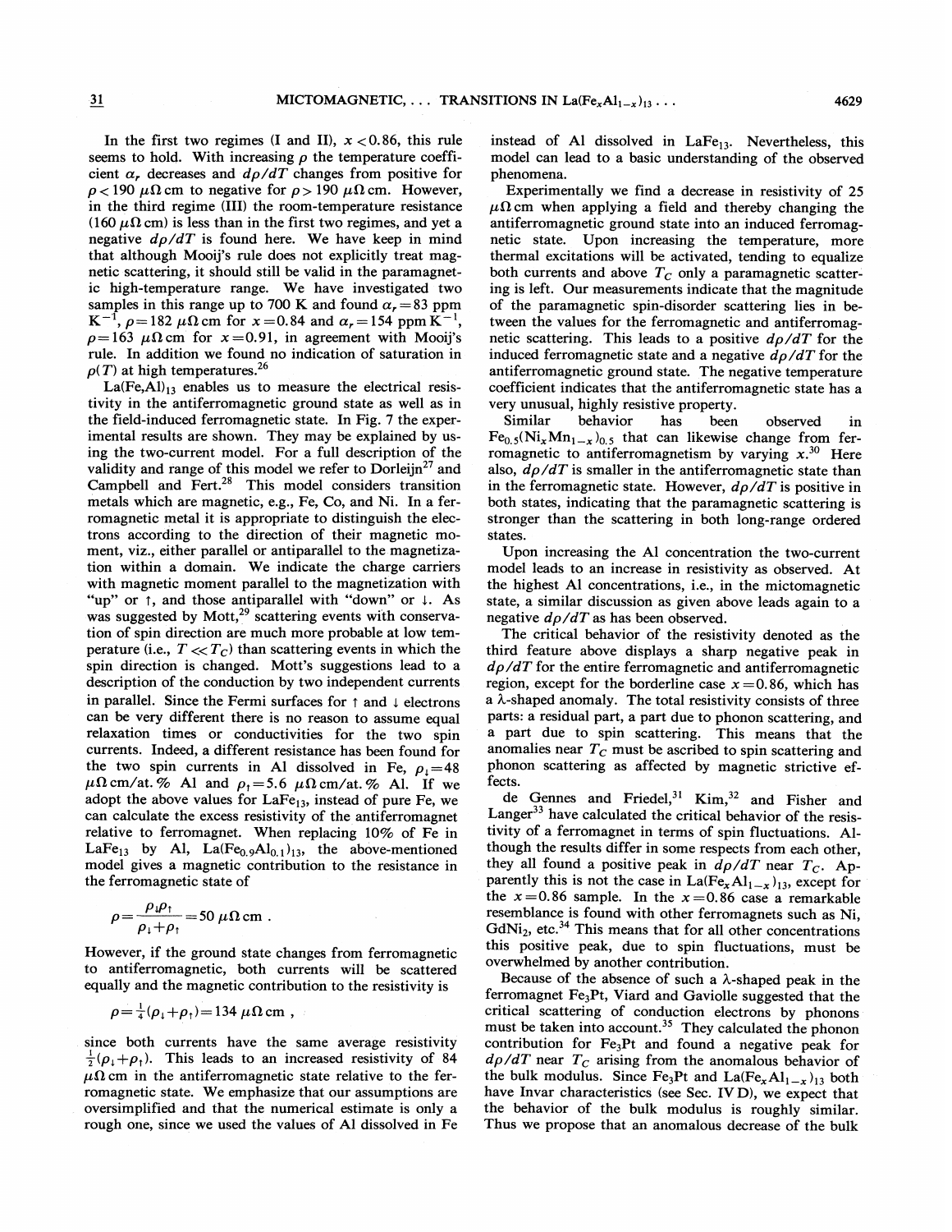In the first two regimes (I and II), $x<0.86$, this rule seems to hold. With increasing $\rho$ the temperature coefficient $\alpha_r$ decreases and $d\rho/dT$ changes from positive for $\rho<190$ $\mu\Omega$ cm to negative for $\rho>190$ $\mu\Omega$ cm. However, in the third regime (III) the room-temperature resistance (160 $\mu\Omega$ cm) is less than in the first two regimes, and yet a negative $d\rho/dT$ is found here. We have keep in mind that although Mooij's rule does not explicitly treat magnetic scattering, it should still be valid in the paramagnetic high-temperature range. We have investigated two samples in this range up to 700 K and found $\alpha_r=83$ ppm $K^{-1}$, $\rho=182$ $\mu\Omega$ cm for $x=0.84$ and $\alpha_r=154$ ppm $K^{-1}$, $\rho=163$ $\mu\Omega$ cm for $x=0.91$, in agreement with Mooij's rule. In addition we found no indication of saturation in $\rho(T)$ at high temperatures.[26]

$La(Fe,Al)_{13}$ enables us to measure the electrical resistivity in the antiferromagnetic ground state as well as in the field-induced ferromagnetic state. In Fig. 7 the experimental results are shown. They may be explained by using the two-current model. For a full description of the validity and range of this model we refer to Dorleijn[27] and Campbell and Fert.[28] This model considers transition metals which are magnetic, e.g., Fe, Co, and Ni. In a ferromagnetic metal it is appropriate to distinguish the electrons according to the direction of their magnetic moment, viz., either parallel or antiparallel to the magnetization within a domain. We indicate the charge carriers with magnetic moment parallel to the magnetization with "up" or $\uparrow$, and those antiparallel with "down" or $\downarrow$. As was suggested by Mott,[29] scattering events with conservation of spin direction are much more probable at low temperature (i.e., $T \ll T_C$) than scattering events in which the spin direction is changed. Mott's suggestions lead to a description of the conduction by two independent currents in parallel. Since the Fermi surfaces for $\uparrow$ and $\downarrow$ electrons can be very different there is no reason to assume equal relaxation times or conductivities for the two spin currents. Indeed, a different resistance has been found for the two spin currents in Al dissolved in Fe, $\rho_\downarrow=48$ $\mu\Omega$ cm/at.% Al and $\rho_\uparrow=5.6$ $\mu\Omega$ cm/at.% Al. If we adopt the above values for $LaFe_{13}$, instead of pure Fe, we can calculate the excess resistivity of the antiferromagnet relative to ferromagnet. When replacing 10% of Fe in $LaFe_{13}$ by Al, $La(Fe_{0.9}Al_{0.1})_{13}$, the above-mentioned model gives a magnetic contribution to the resistance in the ferromagnetic state of

$$\rho=\frac{\rho_\downarrow\rho_\uparrow}{\rho_\downarrow+\rho_\uparrow}=50\ \mu\Omega\,\text{cm}\ .$$

However, if the ground state changes from ferromagnetic to antiferromagnetic, both currents will be scattered equally and the magnetic contribution to the resistivity is

$$\rho=\tfrac{1}{4}(\rho_\downarrow+\rho_\uparrow)=134\ \mu\Omega\,\text{cm}\ ,$$

since both currents have the same average resistivity $\frac{1}{2}(\rho_\downarrow+\rho_\uparrow)$. This leads to an increased resistivity of 84 $\mu\Omega$ cm in the antiferromagnetic state relative to the ferromagnetic state. We emphasize that our assumptions are oversimplified and that the numerical estimate is only a rough one, since we used the values of Al dissolved in Fe instead of Al dissolved in $LaFe_{13}$. Nevertheless, this model can lead to a basic understanding of the observed phenomena.

Experimentally we find a decrease in resistivity of 25 $\mu\Omega$ cm when applying a field and thereby changing the antiferromagnetic ground state into an induced ferromagnetic state. Upon increasing the temperature, more thermal excitations will be activated, tending to equalize both currents and above $T_C$ only a paramagnetic scattering is left. Our measurements indicate that the magnitude of the paramagnetic spin-disorder scattering lies in between the values for the ferromagnetic and antiferromagnetic scattering. This leads to a positive $d\rho/dT$ for the induced ferromagnetic state and a negative $d\rho/dT$ for the antiferromagnetic ground state. The negative temperature coefficient indicates that the antiferromagnetic state has a very unusual, highly resistive property.

Similar behavior has been observed in $Fe_{0.5}(Ni_xMn_{1-x})_{0.5}$ that can likewise change from ferromagnetic to antiferromagnetism by varying $x$.[30] Here also, $d\rho/dT$ is smaller in the antiferromagnetic state than in the ferromagnetic state. However, $d\rho/dT$ is positive in both states, indicating that the paramagnetic scattering is stronger than the scattering in both long-range ordered states.

Upon increasing the Al concentration the two-current model leads to an increase in resistivity as observed. At the highest Al concentrations, i.e., in the mictomagnetic state, a similar discussion as given above leads again to a negative $d\rho/dT$ as has been observed.

The critical behavior of the resistivity denoted as the third feature above displays a sharp negative peak in $d\rho/dT$ for the entire ferromagnetic and antiferromagnetic region, except for the borderline case $x=0.86$, which has a $\lambda$-shaped anomaly. The total resistivity consists of three parts: a residual part, a part due to phonon scattering, and a part due to spin scattering. This means that the anomalies near $T_C$ must be ascribed to spin scattering and phonon scattering as affected by magnetic strictive effects.

de Gennes and Friedel,[31] Kim,[32] and Fisher and Langer[33] have calculated the critical behavior of the resistivity of a ferromagnet in terms of spin fluctuations. Although the results differ in some respects from each other, they all found a positive peak in $d\rho/dT$ near $T_C$. Apparently this is not the case in $La(Fe_xAl_{1-x})_{13}$, except for the $x=0.86$ sample. In the $x=0.86$ case a remarkable resemblance is found with other ferromagnets such as Ni, $GdNi_2$, etc.[34] This means that for all other concentrations this positive peak, due to spin fluctuations, must be overwhelmed by another contribution.

Because of the absence of such a $\lambda$-shaped peak in the ferromagnet $Fe_3Pt$, Viard and Gaviolle suggested that the critical scattering of conduction electrons by phonons must be taken into account.[35] They calculated the phonon contribution for $Fe_3Pt$ and found a negative peak for $d\rho/dT$ near $T_C$ arising from the anomalous behavior of the bulk modulus. Since $Fe_3Pt$ and $La(Fe_xAl_{1-x})_{13}$ both have Invar characteristics (see Sec. IV D), we expect that the behavior of the bulk modulus is roughly similar. Thus we propose that an anomalous decrease of the bulk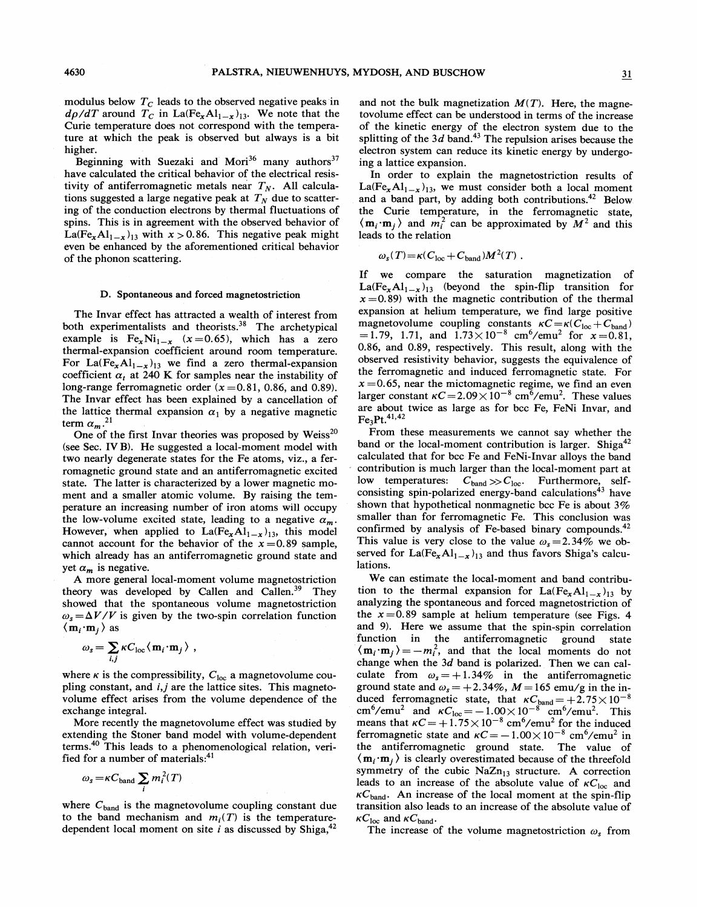modulus below $T_C$ leads to the observed negative peaks in $d\rho/dT$ around $T_C$ in $La(Fe_xAl_{1-x})_{13}$. We note that the Curie temperature does not correspond with the temperature at which the peak is observed but always is a bit higher.

Beginning with Suezaki and Mori[36] many authors[37] have calculated the critical behavior of the electrical resistivity of antiferromagnetic metals near $T_N$. All calculations suggested a large negative peak at $T_N$ due to scattering of the conduction electrons by thermal fluctuations of spins. This is in agreement with the observed behavior of $La(Fe_xAl_{1-x})_{13}$ with $x>0.86$. This negative peak might even be enhanced by the aforementioned critical behavior of the phonon scattering.

### D. Spontaneous and forced magnetostriction

The Invar effect has attracted a wealth of interest from both experimentalists and theorists.[38] The archetypical example is $Fe_xNi_{1-x}$ ($x=0.65$), which has a zero thermal-expansion coefficient around room temperature. For $La(Fe_xAl_{1-x})_{13}$ we find a zero thermal-expansion coefficient $\alpha_t$ at 240 K for samples near the instability of long-range ferromagnetic order ($x=0.81$, 0.86, and 0.89). The Invar effect has been explained by a cancellation of the lattice thermal expansion $\alpha_l$ by a negative magnetic term $\alpha_m$.[21]

One of the first Invar theories was proposed by Weiss[20] (see Sec. IV B). He suggested a local-moment model with two nearly degenerate states for the Fe atoms, viz., a ferromagnetic ground state and an antiferromagnetic excited state. The latter is characterized by a lower magnetic moment and a smaller atomic volume. By raising the temperature an increasing number of iron atoms will occupy the low-volume excited state, leading to a negative $\alpha_m$. However, when applied to $La(Fe_xAl_{1-x})_{13}$, this model cannot account for the behavior of the $x=0.89$ sample, which already has an antiferromagnetic ground state and yet $\alpha_m$ is negative.

A more general local-moment volume magnetostriction theory was developed by Callen and Callen.[39] They showed that the spontaneous volume magnetostriction $\omega_s=\Delta V/V$ is given by the two-spin correlation function $\langle \mathbf{m}_i \cdot \mathbf{m}_j \rangle$ as

$$\omega_s=\sum_{i,j} \kappa C_{\mathrm{loc}} \langle \mathbf{m}_i \cdot \mathbf{m}_j \rangle \ ,$$

where $\kappa$ is the compressibility, $C_{\mathrm{loc}}$ a magnetovolume coupling constant, and $i,j$ are the lattice sites. This magnetovolume effect arises from the volume dependence of the exchange integral.

More recently the magnetovolume effect was studied by extending the Stoner band model with volume-dependent terms.[40] This leads to a phenomenological relation, verified for a number of materials:[41]

$$\omega_s=\kappa C_{\mathrm{band}} \sum_i m_i^2(T)$$

where $C_{\mathrm{band}}$ is the magnetovolume coupling constant due to the band mechanism and $m_i(T)$ is the temperature-dependent local moment on site $i$ as discussed by Shiga,[42] and not the bulk magnetization $M(T)$. Here, the magnetovolume effect can be understood in terms of the increase of the kinetic energy of the electron system due to the splitting of the $3d$ band.[43] The repulsion arises because the electron system can reduce its kinetic energy by undergoing a lattice expansion.

In order to explain the magnetostriction results of $La(Fe_xAl_{1-x})_{13}$, we must consider both a local moment and a band part, by adding both contributions.[42] Below the Curie temperature, in the ferromagnetic state, $\langle \mathbf{m}_i \cdot \mathbf{m}_j \rangle$ and $m_i^2$ can be approximated by $M^2$ and this leads to the relation

$$\omega_s(T)=\kappa (C_{\mathrm{loc}}+C_{\mathrm{band}}) M^2(T) \ .$$

If we compare the saturation magnetization of $La(Fe_xAl_{1-x})_{13}$ (beyond the spin-flip transition for $x=0.89$) with the magnetic contribution of the thermal expansion at helium temperature, we find large positive magnetovolume coupling constants $\kappa C=\kappa(C_{\mathrm{loc}}+C_{\mathrm{band}})=1.79$, 1.71, and $1.73\times10^{-8}$ $\mathrm{cm^6/emu^2}$ for $x=0.81$, 0.86, and 0.89, respectively. This result, along with the observed resistivity behavior, suggests the equivalence of the ferromagnetic and induced ferromagnetic state. For $x=0.65$, near the mictomagnetic regime, we find an even larger constant $\kappa C=2.09\times10^{-8}$ $\mathrm{cm^6/emu^2}$. These values are about twice as large as for bcc Fe, FeNi Invar, and $Fe_3Pt$.[41,42]

From these measurements we cannot say whether the band or the local-moment contribution is larger. Shiga[42] calculated that for bcc Fe and FeNi-Invar alloys the band contribution is much larger than the local-moment part at low temperatures: $C_{\mathrm{band}} \gg C_{\mathrm{loc}}$. Furthermore, self-consisting spin-polarized energy-band calculations[43] have shown that hypothetical nonmagnetic bcc Fe is about 3% smaller than for ferromagnetic Fe. This conclusion was confirmed by analysis of Fe-based binary compounds.[42] This value is very close to the value $\omega_s=2.34\%$ we observed for $La(Fe_xAl_{1-x})_{13}$ and thus favors Shiga's calculations.

We can estimate the local-moment and band contribution to the thermal expansion for $La(Fe_xAl_{1-x})_{13}$ by analyzing the spontaneous and forced magnetostriction of the $x=0.89$ sample at helium temperature (see Figs. 4 and 9). Here we assume that the spin-spin correlation function in the antiferromagnetic ground state $\langle \mathbf{m}_i \cdot \mathbf{m}_j \rangle=-m_i^2$, and that the local moments do not change when the $3d$ band is polarized. Then we can calculate from $\omega_s=+1.34\%$ in the antiferromagnetic ground state and $\omega_s=+2.34\%$, $M=165$ emu/g in the induced ferromagnetic state, that $\kappa C_{\mathrm{band}}=+2.75\times10^{-8}$ $\mathrm{cm^6/emu^2}$ and $\kappa C_{\mathrm{loc}}=-1.00\times10^{-8}$ $\mathrm{cm^6/emu^2}$. This means that $\kappa C=+1.75\times10^{-8}$ $\mathrm{cm^6/emu^2}$ for the induced ferromagnetic state and $\kappa C=-1.00\times10^{-8}$ $\mathrm{cm^6/emu^2}$ in the antiferromagnetic ground state. The value of $\langle \mathbf{m}_i \cdot \mathbf{m}_j \rangle$ is clearly overestimated because of the threefold symmetry of the cubic $NaZn_{13}$ structure. A correction leads to an increase of the absolute value of $\kappa C_{\mathrm{loc}}$ and $\kappa C_{\mathrm{band}}$. An increase of the local moment at the spin-flip transition also leads to an increase of the absolute value of $\kappa C_{\mathrm{loc}}$ and $\kappa C_{\mathrm{band}}$.

The increase of the volume magnetostriction $\omega_s$ from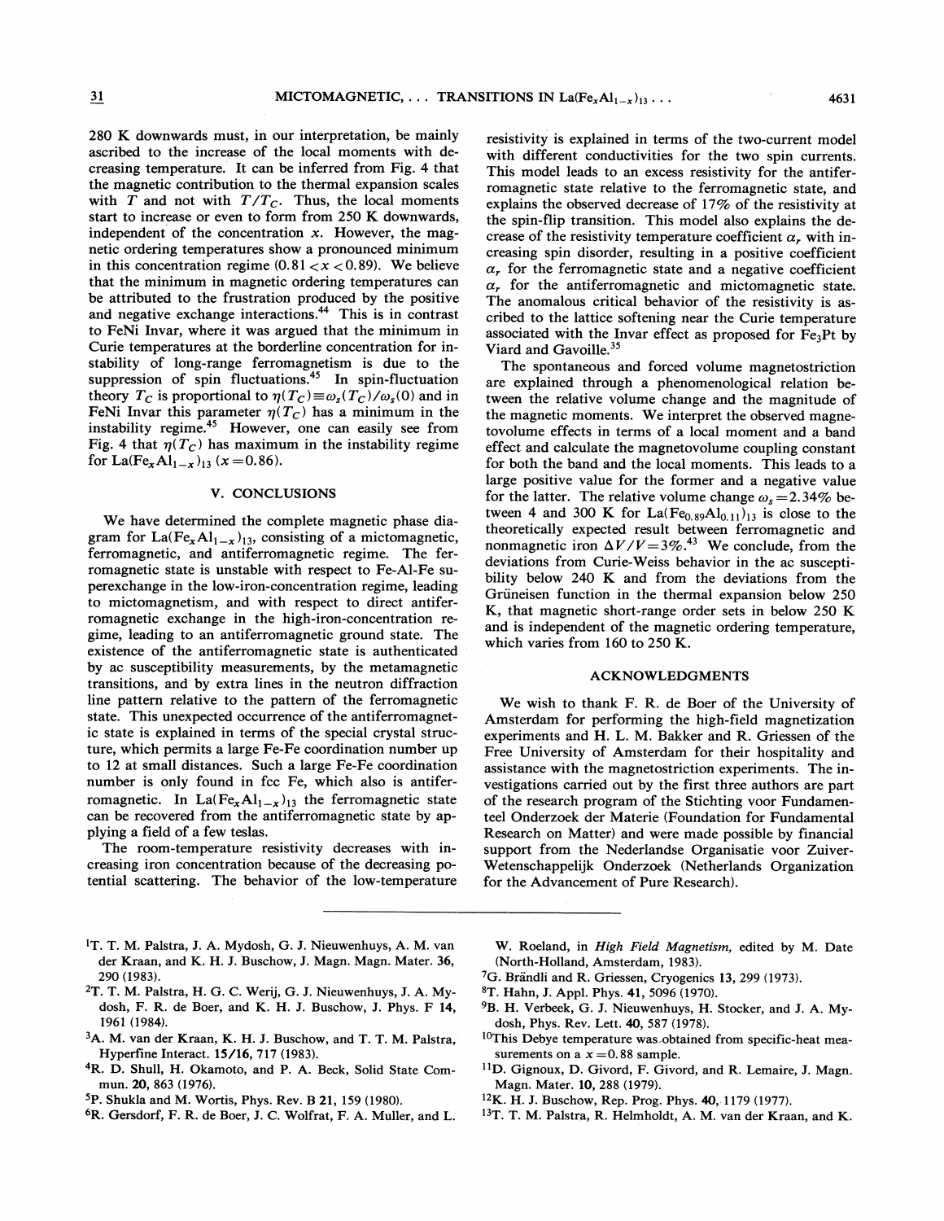280 K downwards must, in our interpretation, be mainly ascribed to the increase of the local moments with decreasing temperature. It can be inferred from Fig. 4 that the magnetic contribution to the thermal expansion scales with $T$ and not with $T/T_C$. Thus, the local moments start to increase or even to form from 250 K downwards, independent of the concentration $x$. However, the magnetic ordering temperatures show a pronounced minimum in this concentration regime ($0.81 < x < 0.89$). We believe that the minimum in magnetic ordering temperatures can be attributed to the frustration produced by the positive and negative exchange interactions.[44] This is in contrast to FeNi Invar, where it was argued that the minimum in Curie temperatures at the borderline concentration for instability of long-range ferromagnetism is due to the suppression of spin fluctuations.[45] In spin-fluctuation theory $T_C$ is proportional to $\eta(T_C) \equiv \omega_s(T_C)/\omega_s(0)$ and in FeNi Invar this parameter $\eta(T_C)$ has a minimum in the instability regime.[45] However, one can easily see from Fig. 4 that $\eta(T_C)$ has maximum in the instability regime for $La(Fe_xAl_{1-x})_{13}$ ($x = 0.86$).

## V. CONCLUSIONS

We have determined the complete magnetic phase diagram for $La(Fe_xAl_{1-x})_{13}$, consisting of a mictomagnetic, ferromagnetic, and antiferromagnetic regime. The ferromagnetic state is unstable with respect to Fe-Al-Fe superexchange in the low-iron-concentration regime, leading to mictomagnetism, and with respect to direct antiferromagnetic exchange in the high-iron-concentration regime, leading to an antiferromagnetic ground state. The existence of the antiferromagnetic state is authenticated by ac susceptibility measurements, by the metamagnetic transitions, and by extra lines in the neutron diffraction line pattern relative to the pattern of the ferromagnetic state. This unexpected occurrence of the antiferromagnetic state is explained in terms of the special crystal structure, which permits a large Fe-Fe coordination number up to 12 at small distances. Such a large Fe-Fe coordination number is only found in fcc Fe, which also is antiferromagnetic. In $La(Fe_xAl_{1-x})_{13}$ the ferromagnetic state can be recovered from the antiferromagnetic state by applying a field of a few teslas.

The room-temperature resistivity decreases with increasing iron concentration because of the decreasing potential scattering. The behavior of the low-temperature resistivity is explained in terms of the two-current model with different conductivities for the two spin currents. This model leads to an excess resistivity for the antiferromagnetic state relative to the ferromagnetic state, and explains the observed decrease of 17% of the resistivity at the spin-flip transition. This model also explains the decrease of the resistivity temperature coefficient $\alpha_r$ with increasing spin disorder, resulting in a positive coefficient $\alpha_r$ for the ferromagnetic state and a negative coefficient $\alpha_r$ for the antiferromagnetic and mictomagnetic state. The anomalous critical behavior of the resistivity is ascribed to the lattice softening near the Curie temperature associated with the Invar effect as proposed for $Fe_3Pt$ by Viard and Gavoille.[35]

The spontaneous and forced volume magnetostriction are explained through a phenomenological relation between the relative volume change and the magnitude of the magnetic moments. We interpret the observed magnetovolume effects in terms of a local moment and a band effect and calculate the magnetovolume coupling constant for both the band and the local moments. This leads to a large positive value for the former and a negative value for the latter. The relative volume change $\omega_s = 2.34\%$ between 4 and 300 K for $La(Fe_{0.89}Al_{0.11})_{13}$ is close to the theoretically expected result between ferromagnetic and nonmagnetic iron $\Delta V/V = 3\%$.[43] We conclude, from the deviations from Curie-Weiss behavior in the ac susceptibility below 240 K and from the deviations from the Grüneisen function in the thermal expansion below 250 K, that magnetic short-range order sets in below 250 K and is independent of the magnetic ordering temperature, which varies from 160 to 250 K.

## ACKNOWLEDGMENTS

We wish to thank F. R. de Boer of the University of Amsterdam for performing the high-field magnetization experiments and H. L. M. Bakker and R. Griessen of the Free University of Amsterdam for their hospitality and assistance with the magnetostriction experiments. The investigations carried out by the first three authors are part of the research program of the Stichting voor Fundamenteel Onderzoek der Materie (Foundation for Fundamental Research on Matter) and were made possible by financial support from the Nederlandse Organisatie voor Zuiver-Wetenschappelijk Onderzoek (Netherlands Organization for the Advancement of Pure Research).

---

[1] T. T. M. Palstra, J. A. Mydosh, G. J. Nieuwenhuys, A. M. van der Kraan, and K. H. J. Buschow, J. Magn. Magn. Mater. **36**, 290 (1983).

[2] T. T. M. Palstra, H. G. C. Werij, G. J. Nieuwenhuys, J. A. Mydosh, F. R. de Boer, and K. H. J. Buschow, J. Phys. F **14**, 1961 (1984).

[3] A. M. van der Kraan, K. H. J. Buschow, and T. T. M. Palstra, Hyperfine Interact. **15/16**, 717 (1983).

[4] R. D. Shull, H. Okamoto, and P. A. Beck, Solid State Commun. **20**, 863 (1976).

[5] P. Shukla and M. Wortis, Phys. Rev. B **21**, 159 (1980).

[6] R. Gersdorf, F. R. de Boer, J. C. Wolfrat, F. A. Muller, and L. W. Roeland, in *High Field Magnetism*, edited by M. Date (North-Holland, Amsterdam, 1983).

[7] G. Brändli and R. Griessen, Cryogenics **13**, 299 (1973).

[8] T. Hahn, J. Appl. Phys. **41**, 5096 (1970).

[9] B. H. Verbeek, G. J. Nieuwenhuys, H. Stocker, and J. A. Mydosh, Phys. Rev. Lett. **40**, 587 (1978).

[10] This Debye temperature was obtained from specific-heat measurements on a $x = 0.88$ sample.

[11] D. Gignoux, D. Givord, F. Givord, and R. Lemaire, J. Magn. Magn. Mater. **10**, 288 (1979).

[12] K. H. J. Buschow, Rep. Prog. Phys. **40**, 1179 (1977).

[13] T. T. M. Palstra, R. Helmholdt, A. M. van der Kraan, and K.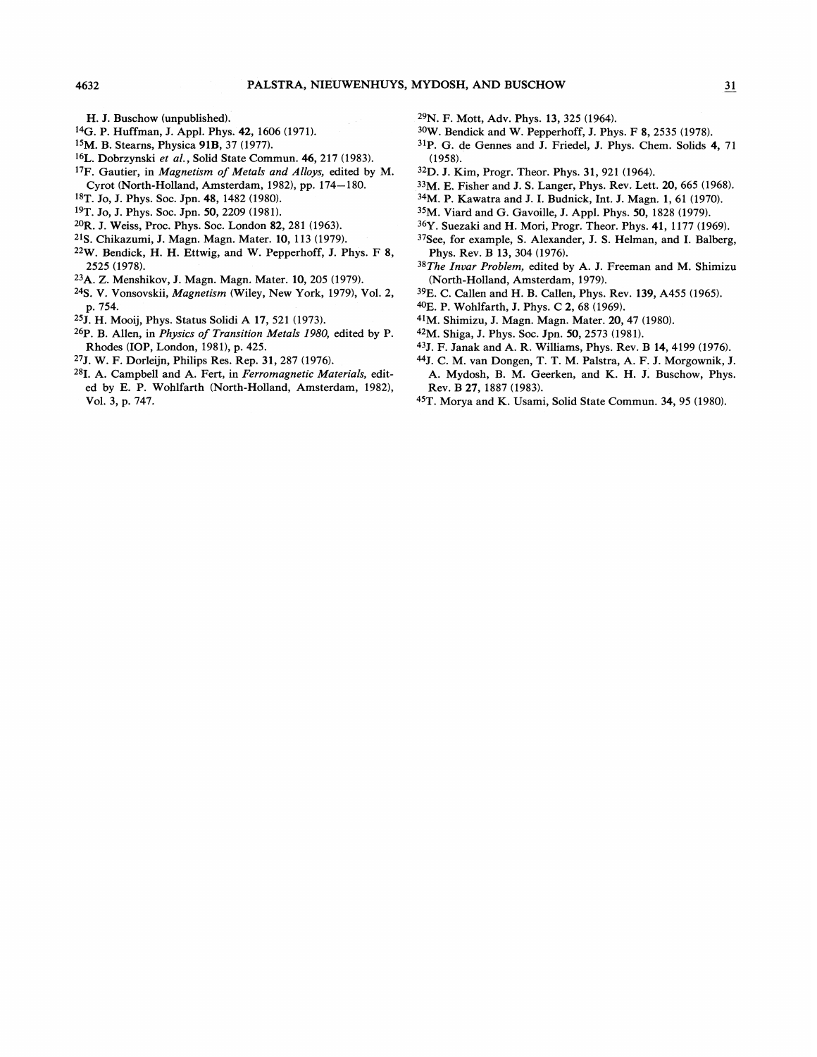H. J. Buschow (unpublished).

[14] G. P. Huffman, J. Appl. Phys. **42**, 1606 (1971).

[15] M. B. Stearns, Physica **91B**, 37 (1977).

[16] L. Dobrzynski *et al.*, Solid State Commun. **46**, 217 (1983).

[17] F. Gautier, in *Magnetism of Metals and Alloys*, edited by M. Cyrot (North-Holland, Amsterdam, 1982), pp. 174–180.

[18] T. Jo, J. Phys. Soc. Jpn. **48**, 1482 (1980).

[19] T. Jo, J. Phys. Soc. Jpn. **50**, 2209 (1981).

[20] R. J. Weiss, Proc. Phys. Soc. London **82**, 281 (1963).

[21] S. Chikazumi, J. Magn. Magn. Mater. **10**, 113 (1979).

[22] W. Bendick, H. H. Ettwig, and W. Pepperhoff, J. Phys. F **8**, 2525 (1978).

[23] A. Z. Menshikov, J. Magn. Magn. Mater. **10**, 205 (1979).

[24] S. V. Vonsovskii, *Magnetism* (Wiley, New York, 1979), Vol. 2, p. 754.

[25] J. H. Mooij, Phys. Status Solidi A **17**, 521 (1973).

[26] P. B. Allen, in *Physics of Transition Metals 1980*, edited by P. Rhodes (IOP, London, 1981), p. 425.

[27] J. W. F. Dorleijn, Philips Res. Rep. **31**, 287 (1976).

[28] I. A. Campbell and A. Fert, in *Ferromagnetic Materials*, edited by E. P. Wohlfarth (North-Holland, Amsterdam, 1982), Vol. 3, p. 747.

[29] N. F. Mott, Adv. Phys. **13**, 325 (1964).

[30] W. Bendick and W. Pepperhoff, J. Phys. F **8**, 2535 (1978).

[31] P. G. de Gennes and J. Friedel, J. Phys. Chem. Solids **4**, 71 (1958).

[32] D. J. Kim, Progr. Theor. Phys. **31**, 921 (1964).

[33] M. E. Fisher and J. S. Langer, Phys. Rev. Lett. **20**, 665 (1968).

[34] M. P. Kawatra and J. I. Budnick, Int. J. Magn. **1**, 61 (1970).

[35] M. Viard and G. Gavoille, J. Appl. Phys. **50**, 1828 (1979).

[36] Y. Suezaki and H. Mori, Progr. Theor. Phys. **41**, 1177 (1969).

[37] See, for example, S. Alexander, J. S. Helman, and I. Balberg, Phys. Rev. B **13**, 304 (1976).

[38] *The Invar Problem*, edited by A. J. Freeman and M. Shimizu (North-Holland, Amsterdam, 1979).

[39] E. C. Callen and H. B. Callen, Phys. Rev. **139**, A455 (1965).

[40] E. P. Wohlfarth, J. Phys. C **2**, 68 (1969).

[41] M. Shimizu, J. Magn. Magn. Mater. **20**, 47 (1980).

[42] M. Shiga, J. Phys. Soc. Jpn. **50**, 2573 (1981).

[43] J. F. Janak and A. R. Williams, Phys. Rev. B **14**, 4199 (1976).

[44] J. C. M. van Dongen, T. T. M. Palstra, A. F. J. Morgownik, J. A. Mydosh, B. M. Geerken, and K. H. J. Buschow, Phys. Rev. B **27**, 1887 (1983).

[45] T. Morya and K. Usami, Solid State Commun. **34**, 95 (1980).